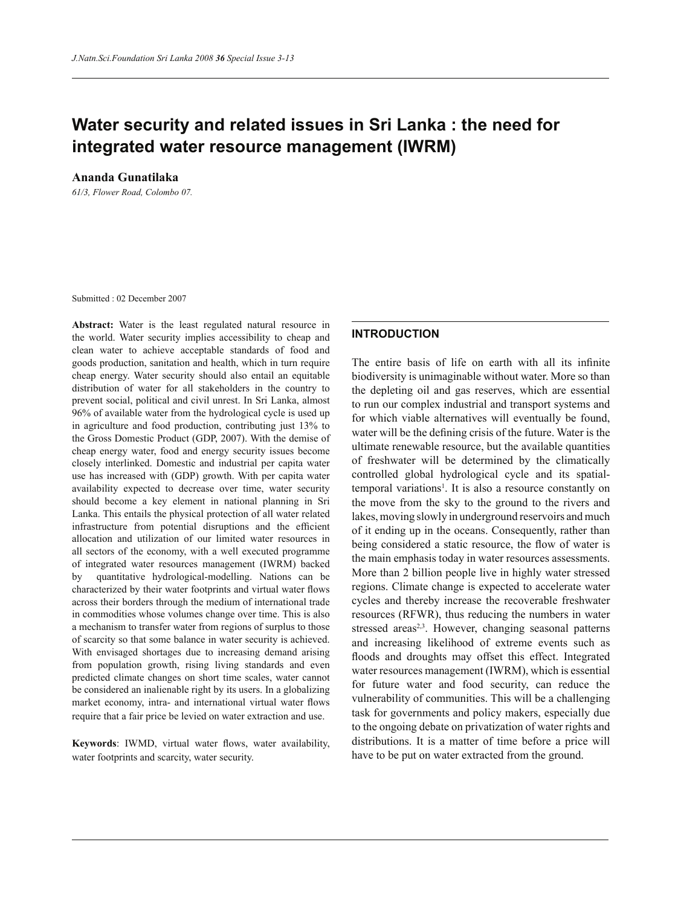# Water security and related issues in Sri Lanka : the need for integrated water resource management (IWRM)

**Ananda Gunatilaka**

*61/3, Flower Road, Colombo 07.*

Submitted : 02 December 2007

**Abstract:** Water is the least regulated natural resource in the world. Water security implies accessibility to cheap and clean water to achieve acceptable standards of food and goods production, sanitation and health, which in turn require cheap energy. Water security should also entail an equitable distribution of water for all stakeholders in the country to prevent social, political and civil unrest. In Sri Lanka, almost 96% of available water from the hydrological cycle is used up in agriculture and food production, contributing just 13% to the Gross Domestic Product (GDP, 2007). With the demise of cheap energy water, food and energy security issues become closely interlinked. Domestic and industrial per capita water use has increased with (GDP) growth. With per capita water availability expected to decrease over time, water security should become a key element in national planning in Sri Lanka. This entails the physical protection of all water related infrastructure from potential disruptions and the efficient allocation and utilization of our limited water resources in all sectors of the economy, with a well executed programme of integrated water resources management (IWRM) backed by quantitative hydrological-modelling. Nations can be characterized by their water footprints and virtual water flows across their borders through the medium of international trade in commodities whose volumes change over time. This is also a mechanism to transfer water from regions of surplus to those of scarcity so that some balance in water security is achieved. With envisaged shortages due to increasing demand arising from population growth, rising living standards and even predicted climate changes on short time scales, water cannot be considered an inalienable right by its users. In a globalizing market economy, intra- and international virtual water flows require that a fair price be levied on water extraction and use.

**Keywords**: IWMD, virtual water flows, water availability, water footprints and scarcity, water security.

## INTRODUCTION

The entire basis of life on earth with all its infinite biodiversity is unimaginable without water. More so than the depleting oil and gas reserves, which are essential to run our complex industrial and transport systems and for which viable alternatives will eventually be found, water will be the defining crisis of the future. Water is the ultimate renewable resource, but the available quantities of freshwater will be determined by the climatically controlled global hydrological cycle and its spatial-temporal variations[1]. It is also a resource constantly on the move from the sky to the ground to the rivers and lakes, moving slowly in underground reservoirs and much of it ending up in the oceans. Consequently, rather than being considered a static resource, the flow of water is the main emphasis today in water resources assessments. More than 2 billion people live in highly water stressed regions. Climate change is expected to accelerate water cycles and thereby increase the recoverable freshwater resources (RFWR), thus reducing the numbers in water stressed areas[2,3]. However, changing seasonal patterns and increasing likelihood of extreme events such as floods and droughts may offset this effect. Integrated water resources management (IWRM), which is essential for future water and food security, can reduce the vulnerability of communities. This will be a challenging task for governments and policy makers, especially due to the ongoing debate on privatization of water rights and distributions. It is a matter of time before a price will have to be put on water extracted from the ground.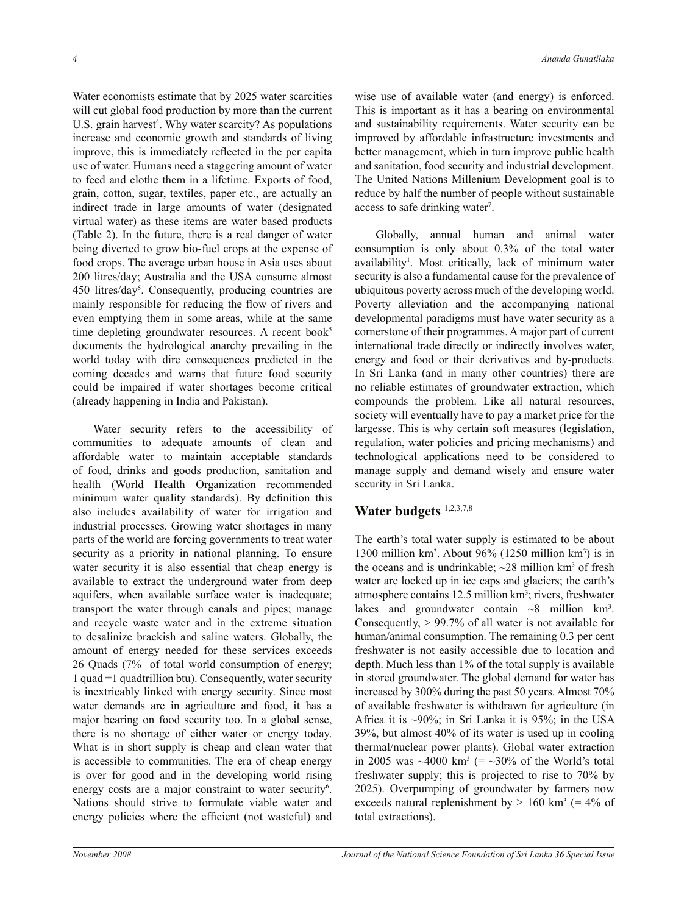Water economists estimate that by 2025 water scarcities will cut global food production by more than the current U.S. grain harvest[4]. Why water scarcity? As populations increase and economic growth and standards of living improve, this is immediately reflected in the per capita use of water. Humans need a staggering amount of water to feed and clothe them in a lifetime. Exports of food, grain, cotton, sugar, textiles, paper etc., are actually an indirect trade in large amounts of water (designated virtual water) as these items are water based products (Table 2). In the future, there is a real danger of water being diverted to grow bio-fuel crops at the expense of food crops. The average urban house in Asia uses about 200 litres/day; Australia and the USA consume almost 450 litres/day[5]. Consequently, producing countries are mainly responsible for reducing the flow of rivers and even emptying them in some areas, while at the same time depleting groundwater resources. A recent book[5] documents the hydrological anarchy prevailing in the world today with dire consequences predicted in the coming decades and warns that future food security could be impaired if water shortages become critical (already happening in India and Pakistan).

Water security refers to the accessibility of communities to adequate amounts of clean and affordable water to maintain acceptable standards of food, drinks and goods production, sanitation and health (World Health Organization recommended minimum water quality standards). By definition this also includes availability of water for irrigation and industrial processes. Growing water shortages in many parts of the world are forcing governments to treat water security as a priority in national planning. To ensure water security it is also essential that cheap energy is available to extract the underground water from deep aquifers, when available surface water is inadequate; transport the water through canals and pipes; manage and recycle waste water and in the extreme situation to desalinize brackish and saline waters. Globally, the amount of energy needed for these services exceeds 26 Quads (7% of total world consumption of energy; 1 quad =1 quadtrillion btu). Consequently, water security is inextricably linked with energy security. Since most water demands are in agriculture and food, it has a major bearing on food security too. In a global sense, there is no shortage of either water or energy today. What is in short supply is cheap and clean water that is accessible to communities. The era of cheap energy is over for good and in the developing world rising energy costs are a major constraint to water security[6]. Nations should strive to formulate viable water and energy policies where the efficient (not wasteful) and wise use of available water (and energy) is enforced. This is important as it has a bearing on environmental and sustainability requirements. Water security can be improved by affordable infrastructure investments and better management, which in turn improve public health and sanitation, food security and industrial development. The United Nations Millenium Development goal is to reduce by half the number of people without sustainable access to safe drinking water[7].

Globally, annual human and animal water consumption is only about 0.3% of the total water availability[1]. Most critically, lack of minimum water security is also a fundamental cause for the prevalence of ubiquitous poverty across much of the developing world. Poverty alleviation and the accompanying national developmental paradigms must have water security as a cornerstone of their programmes. A major part of current international trade directly or indirectly involves water, energy and food or their derivatives and by-products. In Sri Lanka (and in many other countries) there are no reliable estimates of groundwater extraction, which compounds the problem. Like all natural resources, society will eventually have to pay a market price for the largesse. This is why certain soft measures (legislation, regulation, water policies and pricing mechanisms) and technological applications need to be considered to manage supply and demand wisely and ensure water security in Sri Lanka.

## Water budgets [1,2,3,7,8]

The earth's total water supply is estimated to be about 1300 million km$^3$. About 96% (1250 million km$^3$) is in the oceans and is undrinkable; ~28 million km$^3$ of fresh water are locked up in ice caps and glaciers; the earth's atmosphere contains 12.5 million km$^3$; rivers, freshwater lakes and groundwater contain ~8 million km$^3$. Consequently, > 99.7% of all water is not available for human/animal consumption. The remaining 0.3 per cent freshwater is not easily accessible due to location and depth. Much less than 1% of the total supply is available in stored groundwater. The global demand for water has increased by 300% during the past 50 years. Almost 70% of available freshwater is withdrawn for agriculture (in Africa it is ~90%; in Sri Lanka it is 95%; in the USA 39%, but almost 40% of its water is used up in cooling thermal/nuclear power plants). Global water extraction in 2005 was ~4000 km$^3$ (= ~30% of the World's total freshwater supply; this is projected to rise to 70% by 2025). Overpumping of groundwater by farmers now exceeds natural replenishment by > 160 km$^3$ (= 4% of total extractions).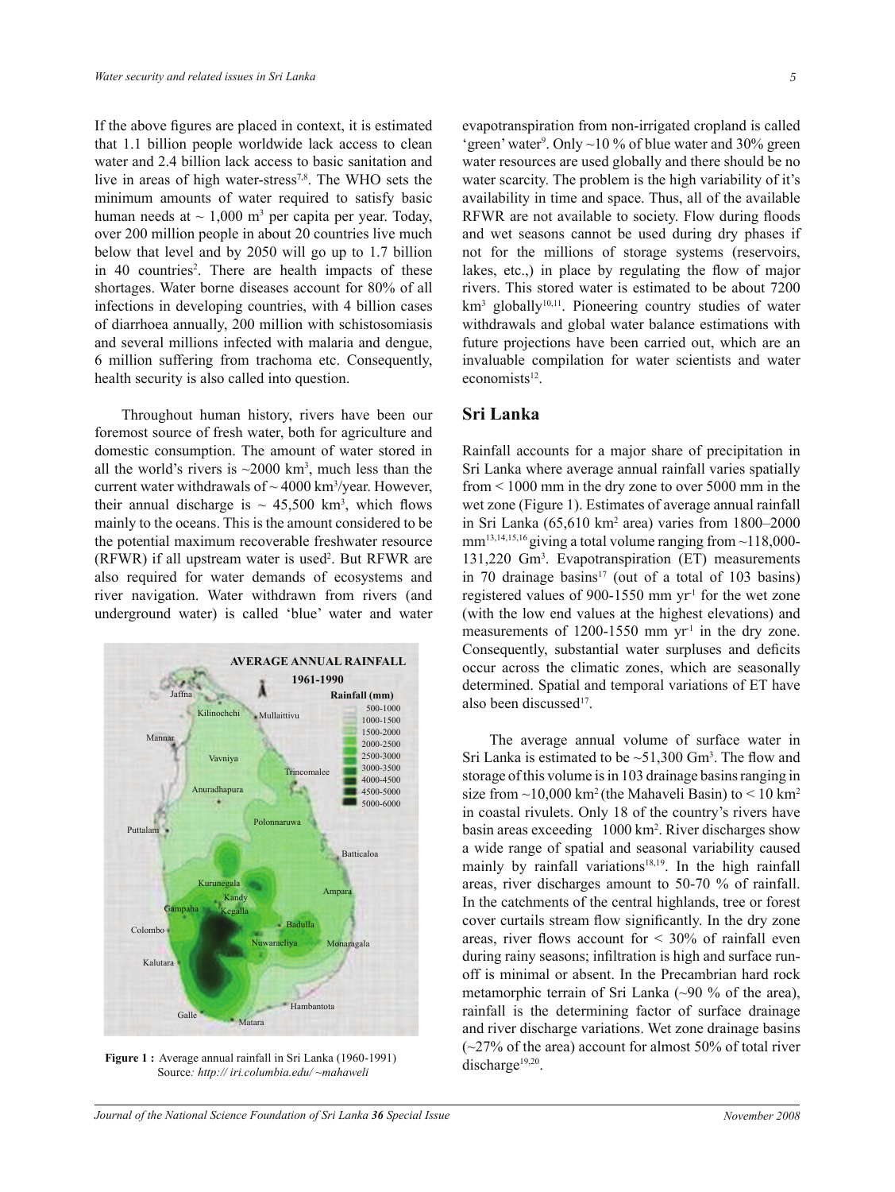If the above figures are placed in context, it is estimated that 1.1 billion people worldwide lack access to clean water and 2.4 billion lack access to basic sanitation and live in areas of high water-stress[7,8]. The WHO sets the minimum amounts of water required to satisfy basic human needs at ~ 1,000 m$^3$ per capita per year. Today, over 200 million people in about 20 countries live much below that level and by 2050 will go up to 1.7 billion in 40 countries[2]. There are health impacts of these shortages. Water borne diseases account for 80% of all infections in developing countries, with 4 billion cases of diarrhoea annually, 200 million with schistosomiasis and several millions infected with malaria and dengue, 6 million suffering from trachoma etc. Consequently, health security is also called into question.

Throughout human history, rivers have been our foremost source of fresh water, both for agriculture and domestic consumption. The amount of water stored in all the world's rivers is ~2000 km$^3$, much less than the current water withdrawals of ~ 4000 km$^3$/year. However, their annual discharge is ~ 45,500 km$^3$, which flows mainly to the oceans. This is the amount considered to be the potential maximum recoverable freshwater resource (RFWR) if all upstream water is used[2]. But RFWR are also required for water demands of ecosystems and river navigation. Water withdrawn from rivers (and underground water) is called 'blue' water and water evapotranspiration from non-irrigated cropland is called 'green' water[9]. Only ~10 % of blue water and 30% green water resources are used globally and there should be no water scarcity. The problem is the high variability of it's availability in time and space. Thus, all of the available RFWR are not available to society. Flow during floods and wet seasons cannot be used during dry phases if not for the millions of storage systems (reservoirs, lakes, etc.,) in place by regulating the flow of major rivers. This stored water is estimated to be about 7200 km$^3$ globally[10,11]. Pioneering country studies of water withdrawals and global water balance estimations with future projections have been carried out, which are an invaluable compilation for water scientists and water economists[12].

**Figure 1 :** Average annual rainfall in Sri Lanka (1960-1991)
Source*: http:// iri.columbia.edu/ ~mahaweli*

## Sri Lanka

Rainfall accounts for a major share of precipitation in Sri Lanka where average annual rainfall varies spatially from < 1000 mm in the dry zone to over 5000 mm in the wet zone (Figure 1). Estimates of average annual rainfall in Sri Lanka (65,610 km$^2$ area) varies from 1800–2000 mm[13,14,15,16] giving a total volume ranging from ~118,000-131,220 Gm$^3$. Evapotranspiration (ET) measurements in 70 drainage basins[17] (out of a total of 103 basins) registered values of 900-1550 mm yr$^{-1}$ for the wet zone (with the low end values at the highest elevations) and measurements of 1200-1550 mm yr$^{-1}$ in the dry zone. Consequently, substantial water surpluses and deficits occur across the climatic zones, which are seasonally determined. Spatial and temporal variations of ET have also been discussed[17].

The average annual volume of surface water in Sri Lanka is estimated to be ~51,300 Gm$^3$. The flow and storage of this volume is in 103 drainage basins ranging in size from ~10,000 km$^2$ (the Mahaveli Basin) to < 10 km$^2$ in coastal rivulets. Only 18 of the country's rivers have basin areas exceeding 1000 km$^2$. River discharges show a wide range of spatial and seasonal variability caused mainly by rainfall variations[18,19]. In the high rainfall areas, river discharges amount to 50-70 % of rainfall. In the catchments of the central highlands, tree or forest cover curtails stream flow significantly. In the dry zone areas, river flows account for < 30% of rainfall even during rainy seasons; infiltration is high and surface run-off is minimal or absent. In the Precambrian hard rock metamorphic terrain of Sri Lanka (~90 % of the area), rainfall is the determining factor of surface drainage and river discharge variations. Wet zone drainage basins (~27% of the area) account for almost 50% of total river discharge[19,20].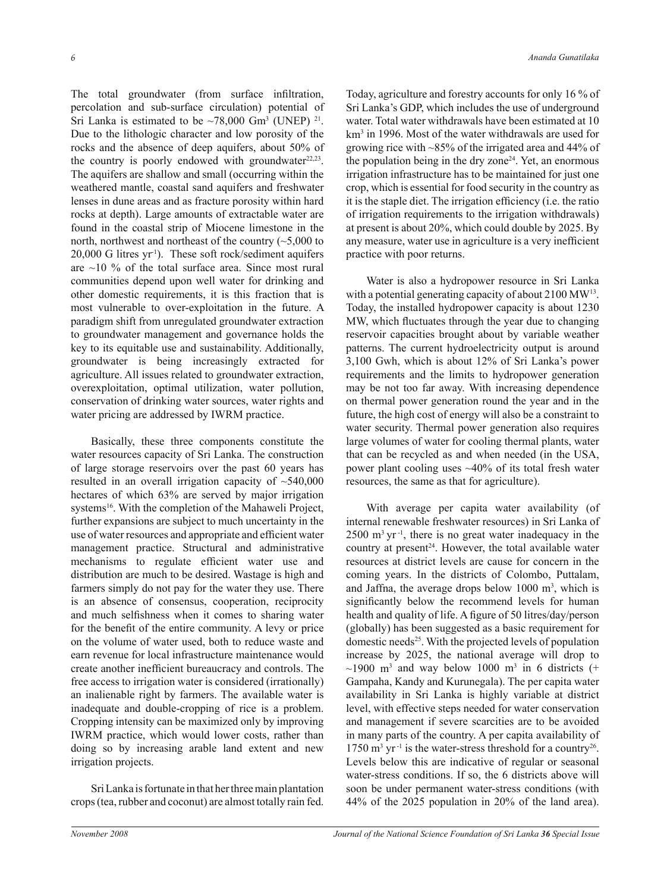The total groundwater (from surface infiltration, percolation and sub-surface circulation) potential of Sri Lanka is estimated to be ~78,000 $Gm^3$ (UNEP) [21]. Due to the lithologic character and low porosity of the rocks and the absence of deep aquifers, about 50% of the country is poorly endowed with groundwater[22,23]. The aquifers are shallow and small (occurring within the weathered mantle, coastal sand aquifers and freshwater lenses in dune areas and as fracture porosity within hard rocks at depth). Large amounts of extractable water are found in the coastal strip of Miocene limestone in the north, northwest and northeast of the country (~5,000 to 20,000 G litres $yr^{-1}$). These soft rock/sediment aquifers are ~10 % of the total surface area. Since most rural communities depend upon well water for drinking and other domestic requirements, it is this fraction that is most vulnerable to over-exploitation in the future. A paradigm shift from unregulated groundwater extraction to groundwater management and governance holds the key to its equitable use and sustainability. Additionally, groundwater is being increasingly extracted for agriculture. All issues related to groundwater extraction, overexploitation, optimal utilization, water pollution, conservation of drinking water sources, water rights and water pricing are addressed by IWRM practice.

Basically, these three components constitute the water resources capacity of Sri Lanka. The construction of large storage reservoirs over the past 60 years has resulted in an overall irrigation capacity of ~540,000 hectares of which 63% are served by major irrigation systems[16]. With the completion of the Mahaweli Project, further expansions are subject to much uncertainty in the use of water resources and appropriate and efficient water management practice. Structural and administrative mechanisms to regulate efficient water use and distribution are much to be desired. Wastage is high and farmers simply do not pay for the water they use. There is an absence of consensus, cooperation, reciprocity and much selfishness when it comes to sharing water for the benefit of the entire community. A levy or price on the volume of water used, both to reduce waste and earn revenue for local infrastructure maintenance would create another inefficient bureaucracy and controls. The free access to irrigation water is considered (irrationally) an inalienable right by farmers. The available water is inadequate and double-cropping of rice is a problem. Cropping intensity can be maximized only by improving IWRM practice, which would lower costs, rather than doing so by increasing arable land extent and new irrigation projects.

Sri Lanka is fortunate in that her three main plantation crops (tea, rubber and coconut) are almost totally rain fed. Today, agriculture and forestry accounts for only 16 % of Sri Lanka's GDP, which includes the use of underground water. Total water withdrawals have been estimated at 10 $km^3$ in 1996. Most of the water withdrawals are used for growing rice with ~85% of the irrigated area and 44% of the population being in the dry zone[24]. Yet, an enormous irrigation infrastructure has to be maintained for just one crop, which is essential for food security in the country as it is the staple diet. The irrigation efficiency (i.e. the ratio of irrigation requirements to the irrigation withdrawals) at present is about 20%, which could double by 2025. By any measure, water use in agriculture is a very inefficient practice with poor returns.

Water is also a hydropower resource in Sri Lanka with a potential generating capacity of about 2100 MW[13]. Today, the installed hydropower capacity is about 1230 MW, which fluctuates through the year due to changing reservoir capacities brought about by variable weather patterns. The current hydroelectricity output is around 3,100 Gwh, which is about 12% of Sri Lanka's power requirements and the limits to hydropower generation may be not too far away. With increasing dependence on thermal power generation round the year and in the future, the high cost of energy will also be a constraint to water security. Thermal power generation also requires large volumes of water for cooling thermal plants, water that can be recycled as and when needed (in the USA, power plant cooling uses ~40% of its total fresh water resources, the same as that for agriculture).

With average per capita water availability (of internal renewable freshwater resources) in Sri Lanka of 2500 $m^3\ yr^{-1}$, there is no great water inadequacy in the country at present[24]. However, the total available water resources at district levels are cause for concern in the coming years. In the districts of Colombo, Puttalam, and Jaffna, the average drops below 1000 $m^3$, which is significantly below the recommend levels for human health and quality of life. A figure of 50 litres/day/person (globally) has been suggested as a basic requirement for domestic needs[25]. With the projected levels of population increase by 2025, the national average will drop to ~1900 $m^3$ and way below 1000 $m^3$ in 6 districts (+ Gampaha, Kandy and Kurunegala). The per capita water availability in Sri Lanka is highly variable at district level, with effective steps needed for water conservation and management if severe scarcities are to be avoided in many parts of the country. A per capita availability of 1750 $m^3\ yr^{-1}$ is the water-stress threshold for a country[26]. Levels below this are indicative of regular or seasonal water-stress conditions. If so, the 6 districts above will soon be under permanent water-stress conditions (with 44% of the 2025 population in 20% of the land area).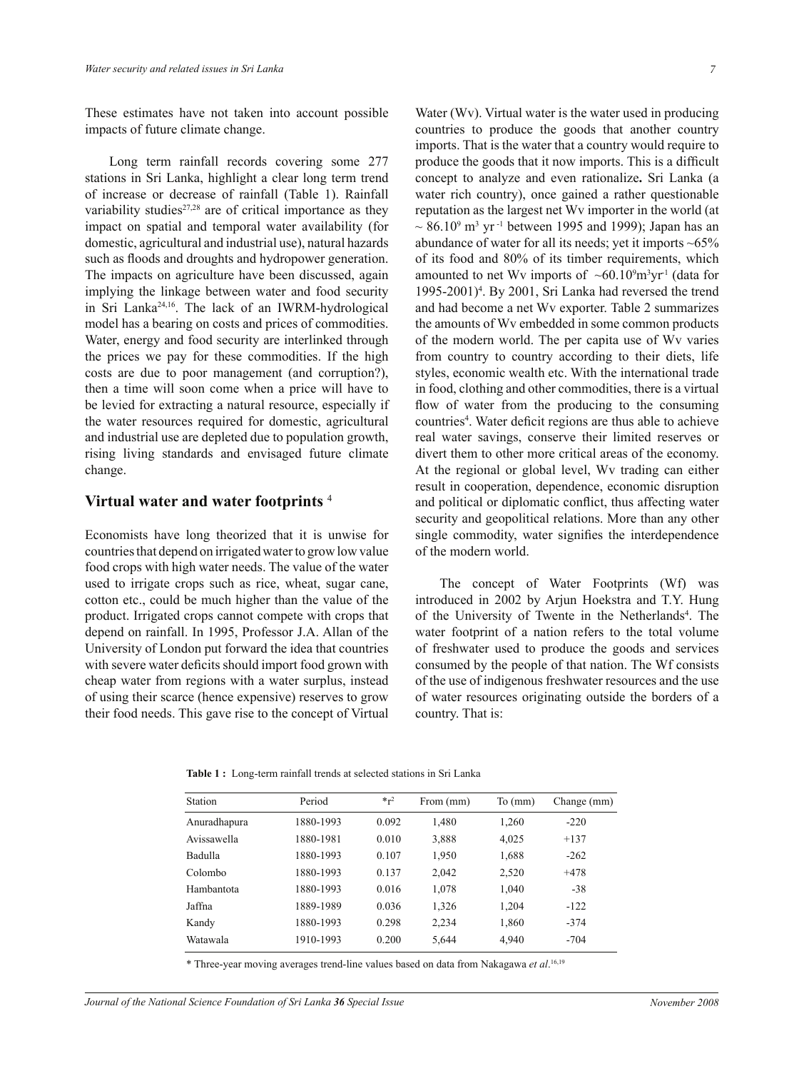These estimates have not taken into account possible impacts of future climate change.

Long term rainfall records covering some 277 stations in Sri Lanka, highlight a clear long term trend of increase or decrease of rainfall (Table 1). Rainfall variability studies[27,28] are of critical importance as they impact on spatial and temporal water availability (for domestic, agricultural and industrial use), natural hazards such as floods and droughts and hydropower generation. The impacts on agriculture have been discussed, again implying the linkage between water and food security in Sri Lanka[24,16]. The lack of an IWRM-hydrological model has a bearing on costs and prices of commodities. Water, energy and food security are interlinked through the prices we pay for these commodities. If the high costs are due to poor management (and corruption?), then a time will soon come when a price will have to be levied for extracting a natural resource, especially if the water resources required for domestic, agricultural and industrial use are depleted due to population growth, rising living standards and envisaged future climate change.

## Virtual water and water footprints [4]

Economists have long theorized that it is unwise for countries that depend on irrigated water to grow low value food crops with high water needs. The value of the water used to irrigate crops such as rice, wheat, sugar cane, cotton etc., could be much higher than the value of the product. Irrigated crops cannot compete with crops that depend on rainfall. In 1995, Professor J.A. Allan of the University of London put forward the idea that countries with severe water deficits should import food grown with cheap water from regions with a water surplus, instead of using their scarce (hence expensive) reserves to grow their food needs. This gave rise to the concept of Virtual Water (Wv). Virtual water is the water used in producing countries to produce the goods that another country imports. That is the water that a country would require to produce the goods that it now imports. This is a difficult concept to analyze and even rationalize**.** Sri Lanka (a water rich country), once gained a rather questionable reputation as the largest net Wv importer in the world (at $\sim 86.10^9$ $m^3$ $yr^{-1}$ between 1995 and 1999); Japan has an abundance of water for all its needs; yet it imports ~65% of its food and 80% of its timber requirements, which amounted to net Wv imports of $\sim 60.10^9 m^3 yr^{-1}$ (data for 1995-2001)[4]. By 2001, Sri Lanka had reversed the trend and had become a net Wv exporter. Table 2 summarizes the amounts of Wv embedded in some common products of the modern world. The per capita use of Wv varies from country to country according to their diets, life styles, economic wealth etc. With the international trade in food, clothing and other commodities, there is a virtual flow of water from the producing to the consuming countries[4]. Water deficit regions are thus able to achieve real water savings, conserve their limited reserves or divert them to other more critical areas of the economy. At the regional or global level, Wv trading can either result in cooperation, dependence, economic disruption and political or diplomatic conflict, thus affecting water security and geopolitical relations. More than any other single commodity, water signifies the interdependence of the modern world.

The concept of Water Footprints (Wf) was introduced in 2002 by Arjun Hoekstra and T.Y. Hung of the University of Twente in the Netherlands[4]. The water footprint of a nation refers to the total volume of freshwater used to produce the goods and services consumed by the people of that nation. The Wf consists of the use of indigenous freshwater resources and the use of water resources originating outside the borders of a country. That is:

**Table 1 :** Long-term rainfall trends at selected stations in Sri Lanka

| Station | Period | *$r^2$ | From (mm) | To (mm) | Change (mm) |
|---|---|---|---|---|---|
| Anuradhapura | 1880-1993 | 0.092 | 1,480 | 1,260 | -220 |
| Avissawella | 1880-1981 | 0.010 | 3,888 | 4,025 | +137 |
| Badulla | 1880-1993 | 0.107 | 1,950 | 1,688 | -262 |
| Colombo | 1880-1993 | 0.137 | 2,042 | 2,520 | +478 |
| Hambantota | 1880-1993 | 0.016 | 1,078 | 1,040 | -38 |
| Jaffna | 1889-1989 | 0.036 | 1,326 | 1,204 | -122 |
| Kandy | 1880-1993 | 0.298 | 2,234 | 1,860 | -374 |
| Watawala | 1910-1993 | 0.200 | 5,644 | 4,940 | -704 |

\* Three-year moving averages trend-line values based on data from Nakagawa *et al*.[16,19]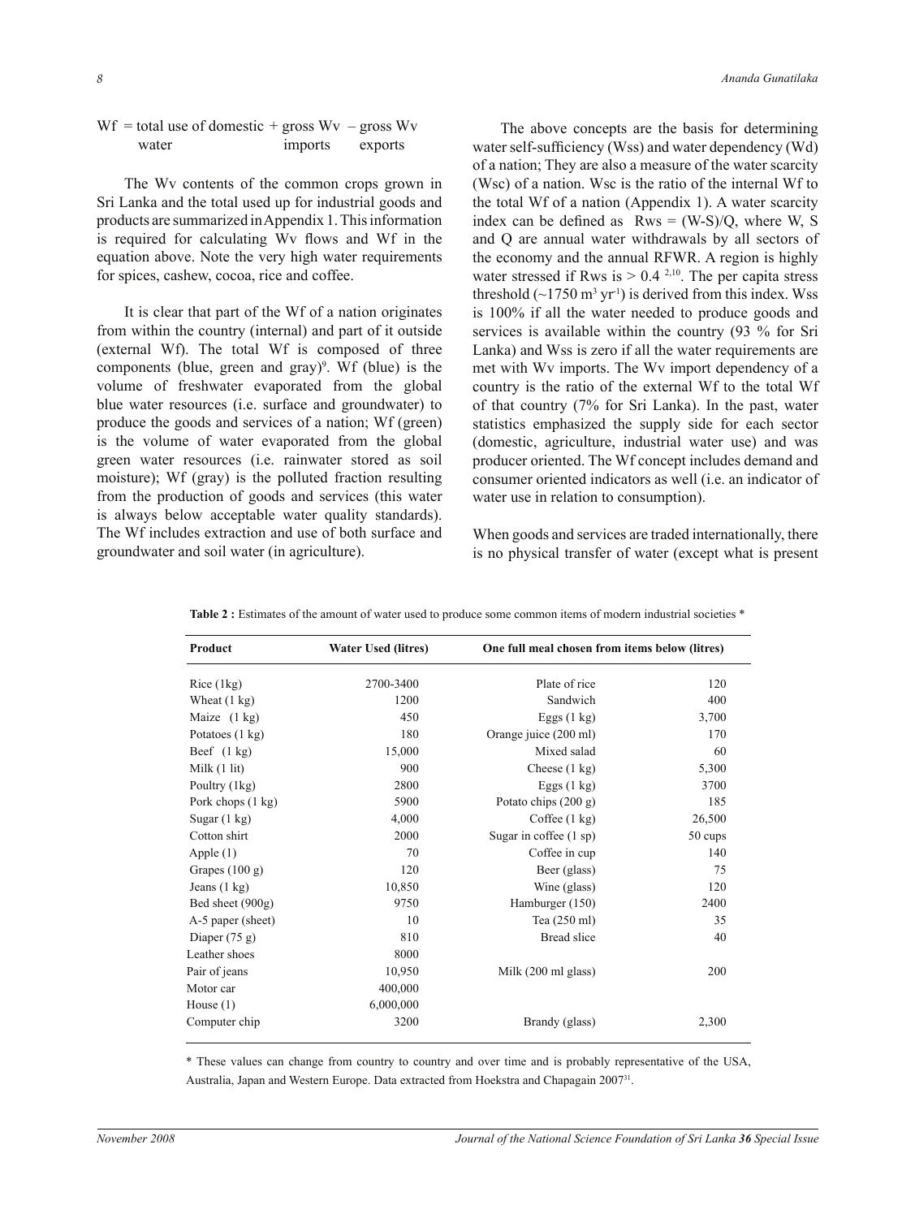Wf = total use of domestic water + gross Wv imports – gross Wv exports

The Wv contents of the common crops grown in Sri Lanka and the total used up for industrial goods and products are summarized in Appendix 1. This information is required for calculating Wv flows and Wf in the equation above. Note the very high water requirements for spices, cashew, cocoa, rice and coffee.

It is clear that part of the Wf of a nation originates from within the country (internal) and part of it outside (external Wf). The total Wf is composed of three components (blue, green and gray)[9]. Wf (blue) is the volume of freshwater evaporated from the global blue water resources (i.e. surface and groundwater) to produce the goods and services of a nation; Wf (green) is the volume of water evaporated from the global green water resources (i.e. rainwater stored as soil moisture); Wf (gray) is the polluted fraction resulting from the production of goods and services (this water is always below acceptable water quality standards). The Wf includes extraction and use of both surface and groundwater and soil water (in agriculture).

The above concepts are the basis for determining water self-sufficiency (Wss) and water dependency (Wd) of a nation; They are also a measure of the water scarcity (Wsc) of a nation. Wsc is the ratio of the internal Wf to the total Wf of a nation (Appendix 1). A water scarcity index can be defined as Rws = (W-S)/Q, where W, S and Q are annual water withdrawals by all sectors of the economy and the annual RFWR. A region is highly water stressed if Rws is > 0.4 [2,10]. The per capita stress threshold (~1750 $m^3$ $yr^{-1}$) is derived from this index. Wss is 100% if all the water needed to produce goods and services is available within the country (93 % for Sri Lanka) and Wss is zero if all the water requirements are met with Wv imports. The Wv import dependency of a country is the ratio of the external Wf to the total Wf of that country (7% for Sri Lanka). In the past, water statistics emphasized the supply side for each sector (domestic, agriculture, industrial water use) and was producer oriented. The Wf concept includes demand and consumer oriented indicators as well (i.e. an indicator of water use in relation to consumption).

When goods and services are traded internationally, there is no physical transfer of water (except what is present

**Table 2 :** Estimates of the amount of water used to produce some common items of modern industrial societies *

| Product | Water Used (litres) | One full meal chosen from items below (litres) | |
|---|---|---|---|
| Rice (1kg) | 2700-3400 | Plate of rice | 120 |
| Wheat (1 kg) | 1200 | Sandwich | 400 |
| Maize (1 kg) | 450 | Eggs (1 kg) | 3,700 |
| Potatoes (1 kg) | 180 | Orange juice (200 ml) | 170 |
| Beef (1 kg) | 15,000 | Mixed salad | 60 |
| Milk (1 lit) | 900 | Cheese (1 kg) | 5,300 |
| Poultry (1kg) | 2800 | Eggs (1 kg) | 3700 |
| Pork chops (1 kg) | 5900 | Potato chips (200 g) | 185 |
| Sugar (1 kg) | 4,000 | Coffee (1 kg) | 26,500 |
| Cotton shirt | 2000 | Sugar in coffee (1 sp) | 50 cups |
| Apple (1) | 70 | Coffee in cup | 140 |
| Grapes (100 g) | 120 | Beer (glass) | 75 |
| Jeans (1 kg) | 10,850 | Wine (glass) | 120 |
| Bed sheet (900g) | 9750 | Hamburger (150) | 2400 |
| A-5 paper (sheet) | 10 | Tea (250 ml) | 35 |
| Diaper (75 g) | 810 | Bread slice | 40 |
| Leather shoes | 8000 | | |
| Pair of jeans | 10,950 | Milk (200 ml glass) | 200 |
| Motor car | 400,000 | | |
| House (1) | 6,000,000 | | |
| Computer chip | 3200 | Brandy (glass) | 2,300 |

* These values can change from country to country and over time and is probably representative of the USA, Australia, Japan and Western Europe. Data extracted from Hoekstra and Chapagain 2007[31].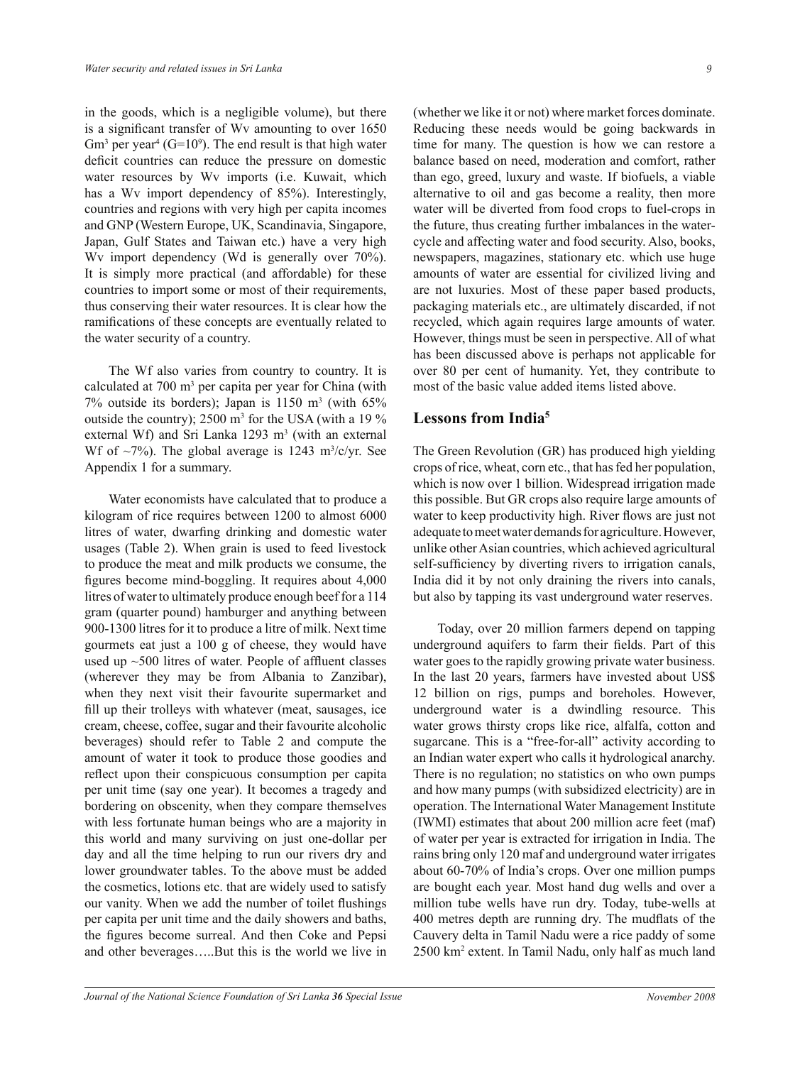in the goods, which is a negligible volume), but there is a significant transfer of Wv amounting to over 1650 $Gm^3$ per year[4] ($G=10^9$). The end result is that high water deficit countries can reduce the pressure on domestic water resources by Wv imports (i.e. Kuwait, which has a Wv import dependency of 85%). Interestingly, countries and regions with very high per capita incomes and GNP (Western Europe, UK, Scandinavia, Singapore, Japan, Gulf States and Taiwan etc.) have a very high Wv import dependency (Wd is generally over 70%). It is simply more practical (and affordable) for these countries to import some or most of their requirements, thus conserving their water resources. It is clear how the ramifications of these concepts are eventually related to the water security of a country.

The Wf also varies from country to country. It is calculated at 700 $m^3$ per capita per year for China (with 7% outside its borders); Japan is 1150 $m^3$ (with 65% outside the country); 2500 $m^3$ for the USA (with a 19 % external Wf) and Sri Lanka 1293 $m^3$ (with an external Wf of ~7%). The global average is 1243 $m^3/c/yr$. See Appendix 1 for a summary.

Water economists have calculated that to produce a kilogram of rice requires between 1200 to almost 6000 litres of water, dwarfing drinking and domestic water usages (Table 2). When grain is used to feed livestock to produce the meat and milk products we consume, the figures become mind-boggling. It requires about 4,000 litres of water to ultimately produce enough beef for a 114 gram (quarter pound) hamburger and anything between 900-1300 litres for it to produce a litre of milk. Next time gourmets eat just a 100 g of cheese, they would have used up ~500 litres of water. People of affluent classes (wherever they may be from Albania to Zanzibar), when they next visit their favourite supermarket and fill up their trolleys with whatever (meat, sausages, ice cream, cheese, coffee, sugar and their favourite alcoholic beverages) should refer to Table 2 and compute the amount of water it took to produce those goodies and reflect upon their conspicuous consumption per capita per unit time (say one year). It becomes a tragedy and bordering on obscenity, when they compare themselves with less fortunate human beings who are a majority in this world and many surviving on just one-dollar per day and all the time helping to run our rivers dry and lower groundwater tables. To the above must be added the cosmetics, lotions etc. that are widely used to satisfy our vanity. When we add the number of toilet flushings per capita per unit time and the daily showers and baths, the figures become surreal. And then Coke and Pepsi and other beverages…..But this is the world we live in (whether we like it or not) where market forces dominate. Reducing these needs would be going backwards in time for many. The question is how we can restore a balance based on need, moderation and comfort, rather than ego, greed, luxury and waste. If biofuels, a viable alternative to oil and gas become a reality, then more water will be diverted from food crops to fuel-crops in the future, thus creating further imbalances in the water-cycle and affecting water and food security. Also, books, newspapers, magazines, stationary etc. which use huge amounts of water are essential for civilized living and are not luxuries. Most of these paper based products, packaging materials etc., are ultimately discarded, if not recycled, which again requires large amounts of water. However, things must be seen in perspective. All of what has been discussed above is perhaps not applicable for over 80 per cent of humanity. Yet, they contribute to most of the basic value added items listed above.

## Lessons from India[5]

The Green Revolution (GR) has produced high yielding crops of rice, wheat, corn etc., that has fed her population, which is now over 1 billion. Widespread irrigation made this possible. But GR crops also require large amounts of water to keep productivity high. River flows are just not adequate to meet water demands for agriculture. However, unlike other Asian countries, which achieved agricultural self-sufficiency by diverting rivers to irrigation canals, India did it by not only draining the rivers into canals, but also by tapping its vast underground water reserves.

Today, over 20 million farmers depend on tapping underground aquifers to farm their fields. Part of this water goes to the rapidly growing private water business. In the last 20 years, farmers have invested about US$ 12 billion on rigs, pumps and boreholes. However, underground water is a dwindling resource. This water grows thirsty crops like rice, alfalfa, cotton and sugarcane. This is a "free-for-all" activity according to an Indian water expert who calls it hydrological anarchy. There is no regulation; no statistics on who own pumps and how many pumps (with subsidized electricity) are in operation. The International Water Management Institute (IWMI) estimates that about 200 million acre feet (maf) of water per year is extracted for irrigation in India. The rains bring only 120 maf and underground water irrigates about 60-70% of India's crops. Over one million pumps are bought each year. Most hand dug wells and over a million tube wells have run dry. Today, tube-wells at 400 metres depth are running dry. The mudflats of the Cauvery delta in Tamil Nadu were a rice paddy of some 2500 $km^2$ extent. In Tamil Nadu, only half as much land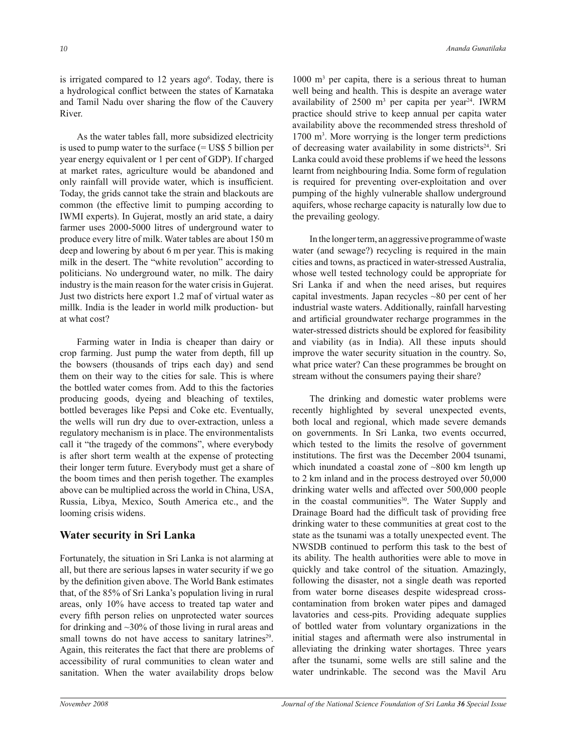is irrigated compared to 12 years ago[6]. Today, there is a hydrological conflict between the states of Karnataka and Tamil Nadu over sharing the flow of the Cauvery River.

As the water tables fall, more subsidized electricity is used to pump water to the surface (= US$ 5 billion per year energy equivalent or 1 per cent of GDP). If charged at market rates, agriculture would be abandoned and only rainfall will provide water, which is insufficient. Today, the grids cannot take the strain and blackouts are common (the effective limit to pumping according to IWMI experts). In Gujerat, mostly an arid state, a dairy farmer uses 2000-5000 litres of underground water to produce every litre of milk. Water tables are about 150 m deep and lowering by about 6 m per year. This is making milk in the desert. The "white revolution" according to politicians. No underground water, no milk. The dairy industry is the main reason for the water crisis in Gujerat. Just two districts here export 1.2 maf of virtual water as millk. India is the leader in world milk production- but at what cost?

Farming water in India is cheaper than dairy or crop farming. Just pump the water from depth, fill up the bowsers (thousands of trips each day) and send them on their way to the cities for sale. This is where the bottled water comes from. Add to this the factories producing goods, dyeing and bleaching of textiles, bottled beverages like Pepsi and Coke etc. Eventually, the wells will run dry due to over-extraction, unless a regulatory mechanism is in place. The environmentalists call it "the tragedy of the commons", where everybody is after short term wealth at the expense of protecting their longer term future. Everybody must get a share of the boom times and then perish together. The examples above can be multiplied across the world in China, USA, Russia, Libya, Mexico, South America etc., and the looming crisis widens.

## Water security in Sri Lanka

Fortunately, the situation in Sri Lanka is not alarming at all, but there are serious lapses in water security if we go by the definition given above. The World Bank estimates that, of the 85% of Sri Lanka's population living in rural areas, only 10% have access to treated tap water and every fifth person relies on unprotected water sources for drinking and ~30% of those living in rural areas and small towns do not have access to sanitary latrines[29]. Again, this reiterates the fact that there are problems of accessibility of rural communities to clean water and sanitation. When the water availability drops below 1000 $m^3$ per capita, there is a serious threat to human well being and health. This is despite an average water availability of 2500 $m^3$ per capita per year[24]. IWRM practice should strive to keep annual per capita water availability above the recommended stress threshold of 1700 $m^3$. More worrying is the longer term predictions of decreasing water availability in some districts[24]. Sri Lanka could avoid these problems if we heed the lessons learnt from neighbouring India. Some form of regulation is required for preventing over-exploitation and over pumping of the highly vulnerable shallow underground aquifers, whose recharge capacity is naturally low due to the prevailing geology.

In the longer term, an aggressive programme of waste water (and sewage?) recycling is required in the main cities and towns, as practiced in water-stressed Australia, whose well tested technology could be appropriate for Sri Lanka if and when the need arises, but requires capital investments. Japan recycles ~80 per cent of her industrial waste waters. Additionally, rainfall harvesting and artificial groundwater recharge programmes in the water-stressed districts should be explored for feasibility and viability (as in India). All these inputs should improve the water security situation in the country. So, what price water? Can these programmes be brought on stream without the consumers paying their share?

The drinking and domestic water problems were recently highlighted by several unexpected events, both local and regional, which made severe demands on governments. In Sri Lanka, two events occurred, which tested to the limits the resolve of government institutions. The first was the December 2004 tsunami, which inundated a coastal zone of ~800 km length up to 2 km inland and in the process destroyed over 50,000 drinking water wells and affected over 500,000 people in the coastal communities[30]. The Water Supply and Drainage Board had the difficult task of providing free drinking water to these communities at great cost to the state as the tsunami was a totally unexpected event. The NWSDB continued to perform this task to the best of its ability. The health authorities were able to move in quickly and take control of the situation. Amazingly, following the disaster, not a single death was reported from water borne diseases despite widespread cross-contamination from broken water pipes and damaged lavatories and cess-pits. Providing adequate supplies of bottled water from voluntary organizations in the initial stages and aftermath were also instrumental in alleviating the drinking water shortages. Three years after the tsunami, some wells are still saline and the water undrinkable. The second was the Mavil Aru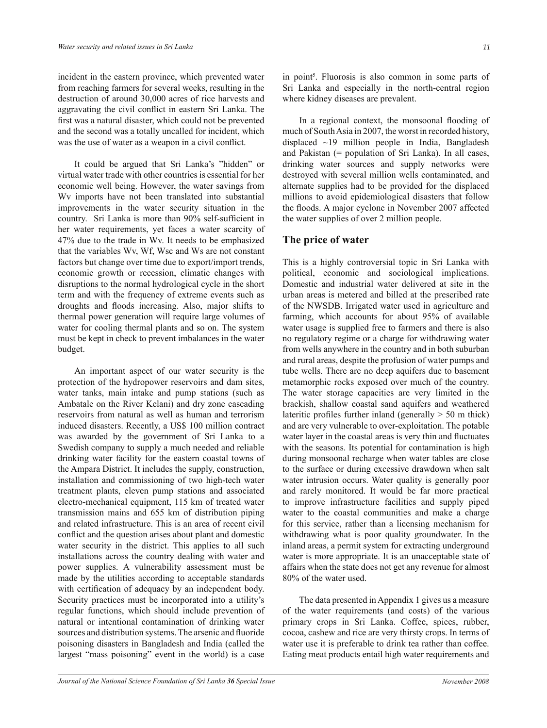incident in the eastern province, which prevented water from reaching farmers for several weeks, resulting in the destruction of around 30,000 acres of rice harvests and aggravating the civil conflict in eastern Sri Lanka. The first was a natural disaster, which could not be prevented and the second was a totally uncalled for incident, which was the use of water as a weapon in a civil conflict.

It could be argued that Sri Lanka's "hidden" or virtual water trade with other countries is essential for her economic well being. However, the water savings from Wv imports have not been translated into substantial improvements in the water security situation in the country. Sri Lanka is more than 90% self-sufficient in her water requirements, yet faces a water scarcity of 47% due to the trade in Wv. It needs to be emphasized that the variables Wv, Wf, Wsc and Ws are not constant factors but change over time due to export/import trends, economic growth or recession, climatic changes with disruptions to the normal hydrological cycle in the short term and with the frequency of extreme events such as droughts and floods increasing. Also, major shifts to thermal power generation will require large volumes of water for cooling thermal plants and so on. The system must be kept in check to prevent imbalances in the water budget.

An important aspect of our water security is the protection of the hydropower reservoirs and dam sites, water tanks, main intake and pump stations (such as Ambatale on the River Kelani) and dry zone cascading reservoirs from natural as well as human and terrorism induced disasters. Recently, a US$ 100 million contract was awarded by the government of Sri Lanka to a Swedish company to supply a much needed and reliable drinking water facility for the eastern coastal towns of the Ampara District. It includes the supply, construction, installation and commissioning of two high-tech water treatment plants, eleven pump stations and associated electro-mechanical equipment, 115 km of treated water transmission mains and 655 km of distribution piping and related infrastructure. This is an area of recent civil conflict and the question arises about plant and domestic water security in the district. This applies to all such installations across the country dealing with water and power supplies. A vulnerability assessment must be made by the utilities according to acceptable standards with certification of adequacy by an independent body. Security practices must be incorporated into a utility's regular functions, which should include prevention of natural or intentional contamination of drinking water sources and distribution systems. The arsenic and fluoride poisoning disasters in Bangladesh and India (called the largest "mass poisoning" event in the world) is a case in point[5]. Fluorosis is also common in some parts of Sri Lanka and especially in the north-central region where kidney diseases are prevalent.

In a regional context, the monsoonal flooding of much of South Asia in 2007, the worst in recorded history, displaced ~19 million people in India, Bangladesh and Pakistan (= population of Sri Lanka). In all cases, drinking water sources and supply networks were destroyed with several million wells contaminated, and alternate supplies had to be provided for the displaced millions to avoid epidemiological disasters that follow the floods. A major cyclone in November 2007 affected the water supplies of over 2 million people.

## The price of water

This is a highly controversial topic in Sri Lanka with political, economic and sociological implications. Domestic and industrial water delivered at site in the urban areas is metered and billed at the prescribed rate of the NWSDB. Irrigated water used in agriculture and farming, which accounts for about 95% of available water usage is supplied free to farmers and there is also no regulatory regime or a charge for withdrawing water from wells anywhere in the country and in both suburban and rural areas, despite the profusion of water pumps and tube wells. There are no deep aquifers due to basement metamorphic rocks exposed over much of the country. The water storage capacities are very limited in the brackish, shallow coastal sand aquifers and weathered lateritic profiles further inland (generally > 50 m thick) and are very vulnerable to over-exploitation. The potable water layer in the coastal areas is very thin and fluctuates with the seasons. Its potential for contamination is high during monsoonal recharge when water tables are close to the surface or during excessive drawdown when salt water intrusion occurs. Water quality is generally poor and rarely monitored. It would be far more practical to improve infrastructure facilities and supply piped water to the coastal communities and make a charge for this service, rather than a licensing mechanism for withdrawing what is poor quality groundwater. In the inland areas, a permit system for extracting underground water is more appropriate. It is an unacceptable state of affairs when the state does not get any revenue for almost 80% of the water used.

The data presented in Appendix 1 gives us a measure of the water requirements (and costs) of the various primary crops in Sri Lanka. Coffee, spices, rubber, cocoa, cashew and rice are very thirsty crops. In terms of water use it is preferable to drink tea rather than coffee. Eating meat products entail high water requirements and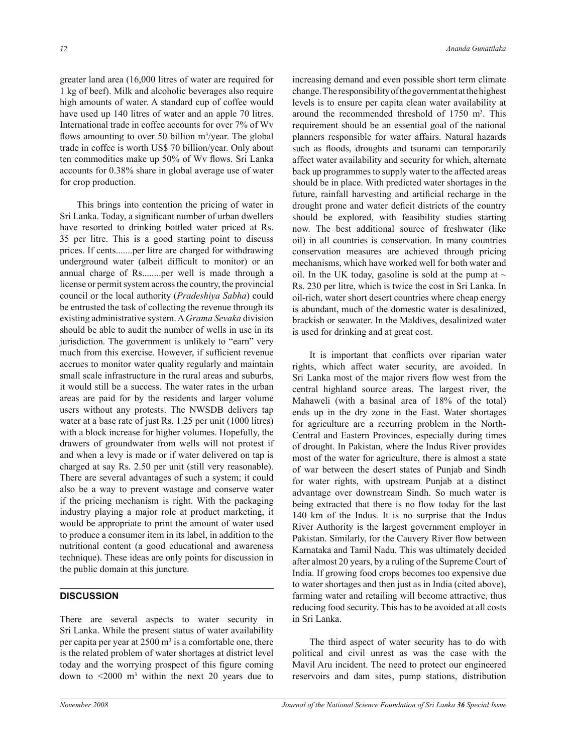greater land area (16,000 litres of water are required for 1 kg of beef). Milk and alcoholic beverages also require high amounts of water. A standard cup of coffee would have used up 140 litres of water and an apple 70 litres. International trade in coffee accounts for over 7% of Wv flows amounting to over 50 billion $m^3$/year. The global trade in coffee is worth US$ 70 billion/year. Only about ten commodities make up 50% of Wv flows. Sri Lanka accounts for 0.38% share in global average use of water for crop production.

This brings into contention the pricing of water in Sri Lanka. Today, a significant number of urban dwellers have resorted to drinking bottled water priced at Rs. 35 per litre. This is a good starting point to discuss prices. If cents.......per litre are charged for withdrawing underground water (albeit difficult to monitor) or an annual charge of Rs........per well is made through a license or permit system across the country, the provincial council or the local authority (*Pradeshiya Sabha*) could be entrusted the task of collecting the revenue through its existing administrative system. A *Grama Sevaka* division should be able to audit the number of wells in use in its jurisdiction. The government is unlikely to "earn" very much from this exercise. However, if sufficient revenue accrues to monitor water quality regularly and maintain small scale infrastructure in the rural areas and suburbs, it would still be a success. The water rates in the urban areas are paid for by the residents and larger volume users without any protests. The NWSDB delivers tap water at a base rate of just Rs. 1.25 per unit (1000 litres) with a block increase for higher volumes. Hopefully, the drawers of groundwater from wells will not protest if and when a levy is made or if water delivered on tap is charged at say Rs. 2.50 per unit (still very reasonable). There are several advantages of such a system; it could also be a way to prevent wastage and conserve water if the pricing mechanism is right. With the packaging industry playing a major role at product marketing, it would be appropriate to print the amount of water used to produce a consumer item in its label, in addition to the nutritional content (a good educational and awareness technique). These ideas are only points for discussion in the public domain at this juncture.

## DISCUSSION

There are several aspects to water security in Sri Lanka. While the present status of water availability per capita per year at 2500 $m^3$ is a comfortable one, there is the related problem of water shortages at district level today and the worrying prospect of this figure coming down to <2000 $m^3$ within the next 20 years due to increasing demand and even possible short term climate change. The responsibility of the government at the highest levels is to ensure per capita clean water availability at around the recommended threshold of 1750 $m^3$. This requirement should be an essential goal of the national planners responsible for water affairs. Natural hazards such as floods, droughts and tsunami can temporarily affect water availability and security for which, alternate back up programmes to supply water to the affected areas should be in place. With predicted water shortages in the future, rainfall harvesting and artificial recharge in the drought prone and water deficit districts of the country should be explored, with feasibility studies starting now. The best additional source of freshwater (like oil) in all countries is conservation. In many countries conservation measures are achieved through pricing mechanisms, which have worked well for both water and oil. In the UK today, gasoline is sold at the pump at ~ Rs. 230 per litre, which is twice the cost in Sri Lanka. In oil-rich, water short desert countries where cheap energy is abundant, much of the domestic water is desalinized, brackish or seawater. In the Maldives, desalinized water is used for drinking and at great cost.

It is important that conflicts over riparian water rights, which affect water security, are avoided. In Sri Lanka most of the major rivers flow west from the central highland source areas. The largest river, the Mahaweli (with a basinal area of 18% of the total) ends up in the dry zone in the East. Water shortages for agriculture are a recurring problem in the North-Central and Eastern Provinces, especially during times of drought. In Pakistan, where the Indus River provides most of the water for agriculture, there is almost a state of war between the desert states of Punjab and Sindh for water rights, with upstream Punjab at a distinct advantage over downstream Sindh. So much water is being extracted that there is no flow today for the last 140 km of the Indus. It is no surprise that the Indus River Authority is the largest government employer in Pakistan. Similarly, for the Cauvery River flow between Karnataka and Tamil Nadu. This was ultimately decided after almost 20 years, by a ruling of the Supreme Court of India. If growing food crops becomes too expensive due to water shortages and then just as in India (cited above), farming water and retailing will become attractive, thus reducing food security. This has to be avoided at all costs in Sri Lanka.

The third aspect of water security has to do with political and civil unrest as was the case with the Mavil Aru incident. The need to protect our engineered reservoirs and dam sites, pump stations, distribution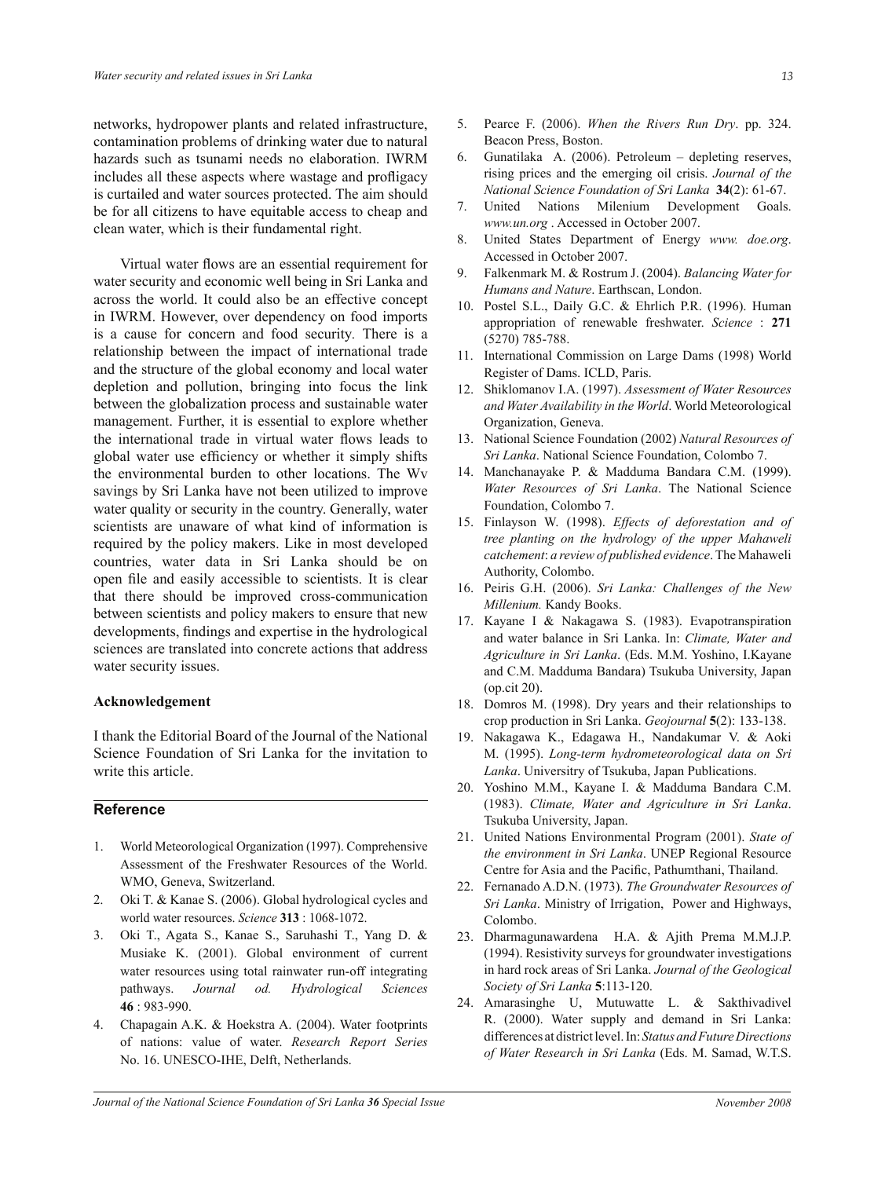networks, hydropower plants and related infrastructure, contamination problems of drinking water due to natural hazards such as tsunami needs no elaboration. IWRM includes all these aspects where wastage and profligacy is curtailed and water sources protected. The aim should be for all citizens to have equitable access to cheap and clean water, which is their fundamental right.

Virtual water flows are an essential requirement for water security and economic well being in Sri Lanka and across the world. It could also be an effective concept in IWRM. However, over dependency on food imports is a cause for concern and food security. There is a relationship between the impact of international trade and the structure of the global economy and local water depletion and pollution, bringing into focus the link between the globalization process and sustainable water management. Further, it is essential to explore whether the international trade in virtual water flows leads to global water use efficiency or whether it simply shifts the environmental burden to other locations. The Wv savings by Sri Lanka have not been utilized to improve water quality or security in the country. Generally, water scientists are unaware of what kind of information is required by the policy makers. Like in most developed countries, water data in Sri Lanka should be on open file and easily accessible to scientists. It is clear that there should be improved cross-communication between scientists and policy makers to ensure that new developments, findings and expertise in the hydrological sciences are translated into concrete actions that address water security issues.

**Acknowledgement**

I thank the Editorial Board of the Journal of the National Science Foundation of Sri Lanka for the invitation to write this article.

## Reference

1. World Meteorological Organization (1997). Comprehensive Assessment of the Freshwater Resources of the World. WMO, Geneva, Switzerland.
2. Oki T. & Kanae S. (2006). Global hydrological cycles and world water resources. *Science* **313** : 1068-1072.
3. Oki T., Agata S., Kanae S., Saruhashi T., Yang D. & Musiake K. (2001). Global environment of current water resources using total rainwater run-off integrating pathways. *Journal od. Hydrological Sciences* **46** : 983-990.
4. Chapagain A.K. & Hoekstra A. (2004). Water footprints of nations: value of water. *Research Report Series* No. 16. UNESCO-IHE, Delft, Netherlands.
5. Pearce F. (2006). *When the Rivers Run Dry*. pp. 324. Beacon Press, Boston.
6. Gunatilaka A. (2006). Petroleum – depleting reserves, rising prices and the emerging oil crisis. *Journal of the National Science Foundation of Sri Lanka* **34**(2): 61-67.
7. United Nations Milenium Development Goals. *www.un.org* . Accessed in October 2007.
8. United States Department of Energy *www. doe.org*. Accessed in October 2007.
9. Falkenmark M. & Rostrum J. (2004). *Balancing Water for Humans and Nature*. Earthscan, London.
10. Postel S.L., Daily G.C. & Ehrlich P.R. (1996). Human appropriation of renewable freshwater. *Science* : **271** (5270) 785-788.
11. International Commission on Large Dams (1998) World Register of Dams. ICLD, Paris.
12. Shiklomanov I.A. (1997). *Assessment of Water Resources and Water Availability in the World*. World Meteorological Organization, Geneva.
13. National Science Foundation (2002) *Natural Resources of Sri Lanka*. National Science Foundation, Colombo 7.
14. Manchanayake P. & Madduma Bandara C.M. (1999). *Water Resources of Sri Lanka*. The National Science Foundation, Colombo 7.
15. Finlayson W. (1998). *Effects of deforestation and of tree planting on the hydrology of the upper Mahaweli catchement: a review of published evidence*. The Mahaweli Authority, Colombo.
16. Peiris G.H. (2006). *Sri Lanka: Challenges of the New Millenium.* Kandy Books.
17. Kayane I & Nakagawa S. (1983). Evapotranspiration and water balance in Sri Lanka. In: *Climate, Water and Agriculture in Sri Lanka*. (Eds. M.M. Yoshino, I.Kayane and C.M. Madduma Bandara) Tsukuba University, Japan (op.cit 20).
18. Domros M. (1998). Dry years and their relationships to crop production in Sri Lanka. *Geojournal* **5**(2): 133-138.
19. Nakagawa K., Edagawa H., Nandakumar V. & Aoki M. (1995). *Long-term hydrometeorological data on Sri Lanka*. Universitry of Tsukuba, Japan Publications.
20. Yoshino M.M., Kayane I. & Madduma Bandara C.M. (1983). *Climate, Water and Agriculture in Sri Lanka*. Tsukuba University, Japan.
21. United Nations Environmental Program (2001). *State of the environment in Sri Lanka*. UNEP Regional Resource Centre for Asia and the Pacific, Pathumthani, Thailand.
22. Fernanado A.D.N. (1973). *The Groundwater Resources of Sri Lanka*. Ministry of Irrigation, Power and Highways, Colombo.
23. Dharmagunawardena H.A. & Ajith Prema M.M.J.P. (1994). Resistivity surveys for groundwater investigations in hard rock areas of Sri Lanka. *Journal of the Geological Society of Sri Lanka* **5**:113-120.
24. Amarasinghe U, Mutuwatte L. & Sakthivadivel R. (2000). Water supply and demand in Sri Lanka: differences at district level. In: *Status and Future Directions of Water Research in Sri Lanka* (Eds. M. Samad, W.T.S.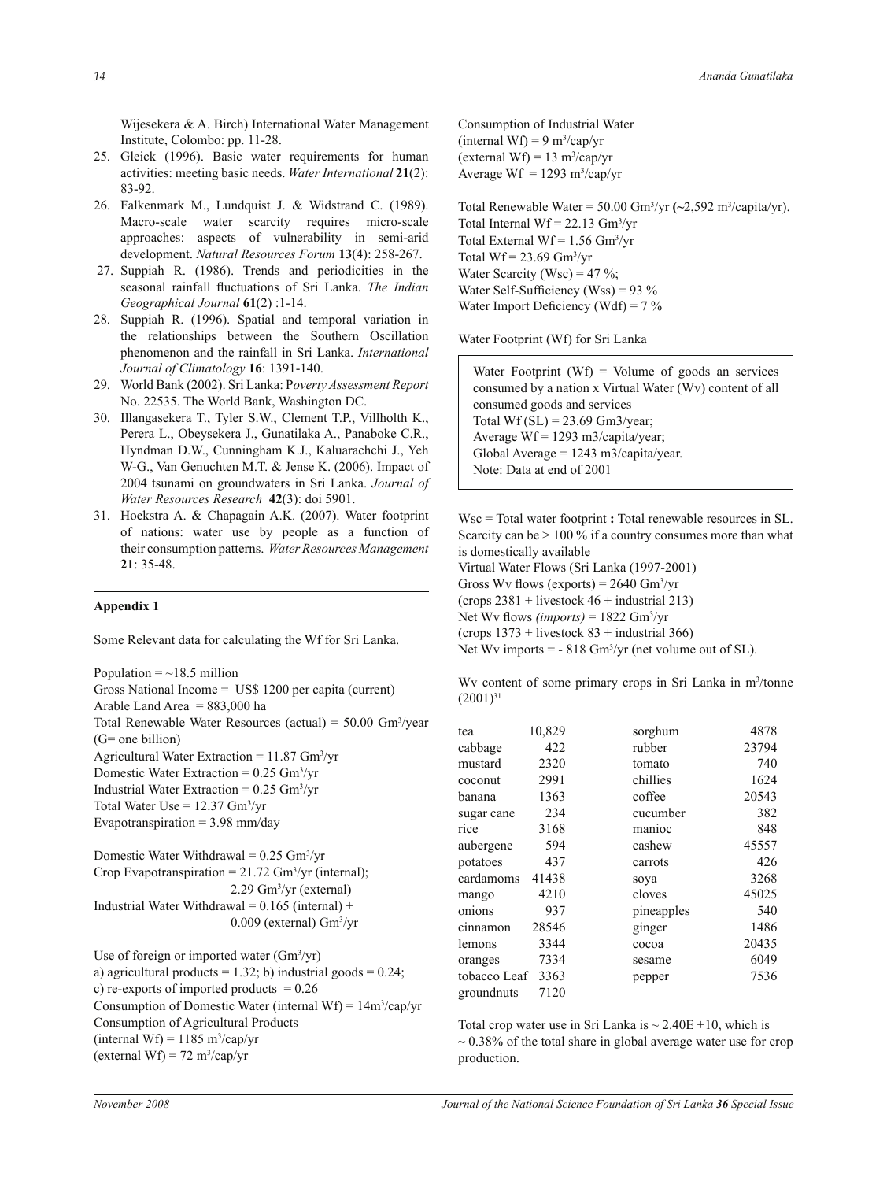Wijesekera & A. Birch) International Water Management Institute, Colombo: pp. 11-28.

25. Gleick (1996). Basic water requirements for human activities: meeting basic needs. *Water International* **21**(2): 83-92.
26. Falkenmark M., Lundquist J. & Widstrand C. (1989). Macro-scale water scarcity requires micro-scale approaches: aspects of vulnerability in semi-arid development. *Natural Resources Forum* **13**(4): 258-267.
27. Suppiah R. (1986). Trends and periodicities in the seasonal rainfall fluctuations of Sri Lanka. *The Indian Geographical Journal* **61**(2) :1-14.
28. Suppiah R. (1996). Spatial and temporal variation in the relationships between the Southern Oscillation phenomenon and the rainfall in Sri Lanka. *International Journal of Climatology* **16**: 1391-140.
29. World Bank (2002). Sri Lanka: P*overty Assessment Report* No. 22535. The World Bank, Washington DC.
30. Illangasekera T., Tyler S.W., Clement T.P., Villholth K., Perera L., Obeysekera J., Gunatilaka A., Panaboke C.R., Hyndman D.W., Cunningham K.J., Kaluarachchi J., Yeh W-G., Van Genuchten M.T. & Jense K. (2006). Impact of 2004 tsunami on groundwaters in Sri Lanka. *Journal of Water Resources Research* **42**(3): doi 5901.
31. Hoekstra A. & Chapagain A.K. (2007). Water footprint of nations: water use by people as a function of their consumption patterns. *Water Resources Management* **21**: 35-48.

## Appendix 1

Some Relevant data for calculating the Wf for Sri Lanka.

Population = ~18.5 million
Gross National Income = US$ 1200 per capita (current)
Arable Land Area = 883,000 ha
Total Renewable Water Resources (actual) = 50.00 $Gm^3$/year (G= one billion)
Agricultural Water Extraction = 11.87 $Gm^3$/yr
Domestic Water Extraction = 0.25 $Gm^3$/yr
Industrial Water Extraction = 0.25 $Gm^3$/yr
Total Water Use = 12.37 $Gm^3$/yr
Evapotranspiration = 3.98 mm/day

Domestic Water Withdrawal = 0.25 $Gm^3$/yr
Crop Evapotranspiration = 21.72 $Gm^3$/yr (internal);
2.29 $Gm^3$/yr (external)
Industrial Water Withdrawal = 0.165 (internal) +
0.009 (external) $Gm^3$/yr

Use of foreign or imported water ($Gm^3$/yr)
a) agricultural products = 1.32; b) industrial goods = 0.24;
c) re-exports of imported products = 0.26
Consumption of Domestic Water (internal Wf) = 14$m^3$/cap/yr
Consumption of Agricultural Products
(internal Wf) = 1185 $m^3$/cap/yr
(external Wf) = 72 $m^3$/cap/yr

Consumption of Industrial Water
(internal Wf) = 9 $m^3$/cap/yr
(external Wf) = 13 $m^3$/cap/yr
Average Wf = 1293 $m^3$/cap/yr

Total Renewable Water = 50.00 $Gm^3$/yr (~2,592 $m^3$/capita/yr).
Total Internal Wf = 22.13 $Gm^3$/yr
Total External Wf = 1.56 $Gm^3$/yr
Total Wf = 23.69 $Gm^3$/yr
Water Scarcity (Wsc) = 47 %;
Water Self-Sufficiency (Wss) = 93 %
Water Import Deficiency (Wdf) = 7 %

Water Footprint (Wf) for Sri Lanka

> Water Footprint (Wf) = Volume of goods an services consumed by a nation x Virtual Water (Wv) content of all consumed goods and services
> Total Wf (SL) = 23.69 Gm3/year;
> Average Wf = 1293 m3/capita/year;
> Global Average = 1243 m3/capita/year.
> Note: Data at end of 2001

Wsc = Total water footprint **:** Total renewable resources in SL. Scarcity can be > 100 % if a country consumes more than what is domestically available
Virtual Water Flows (Sri Lanka (1997-2001)
Gross Wv flows (exports) = 2640 $Gm^3$/yr
(crops 2381 + livestock 46 + industrial 213)
Net Wv flows *(imports)* = 1822 $Gm^3$/yr
(crops 1373 + livestock 83 + industrial 366)
Net Wv imports = - 818 $Gm^3$/yr (net volume out of SL).

Wv content of some primary crops in Sri Lanka in $m^3$/tonne (2001)[31]

| | | | |
|---|---|---|---|
| tea | 10,829 | sorghum | 4878 |
| cabbage | 422 | rubber | 23794 |
| mustard | 2320 | tomato | 740 |
| coconut | 2991 | chillies | 1624 |
| banana | 1363 | coffee | 20543 |
| sugar cane | 234 | cucumber | 382 |
| rice | 3168 | manioc | 848 |
| aubergene | 594 | cashew | 45557 |
| potatoes | 437 | carrots | 426 |
| cardamoms | 41438 | soya | 3268 |
| mango | 4210 | cloves | 45025 |
| onions | 937 | pineapples | 540 |
| cinnamon | 28546 | ginger | 1486 |
| lemons | 3344 | cocoa | 20435 |
| oranges | 7334 | sesame | 6049 |
| tobacco Leaf | 3363 | pepper | 7536 |
| groundnuts | 7120 | | |

Total crop water use in Sri Lanka is ~ 2.40E +10, which is ~ 0.38% of the total share in global average water use for crop production.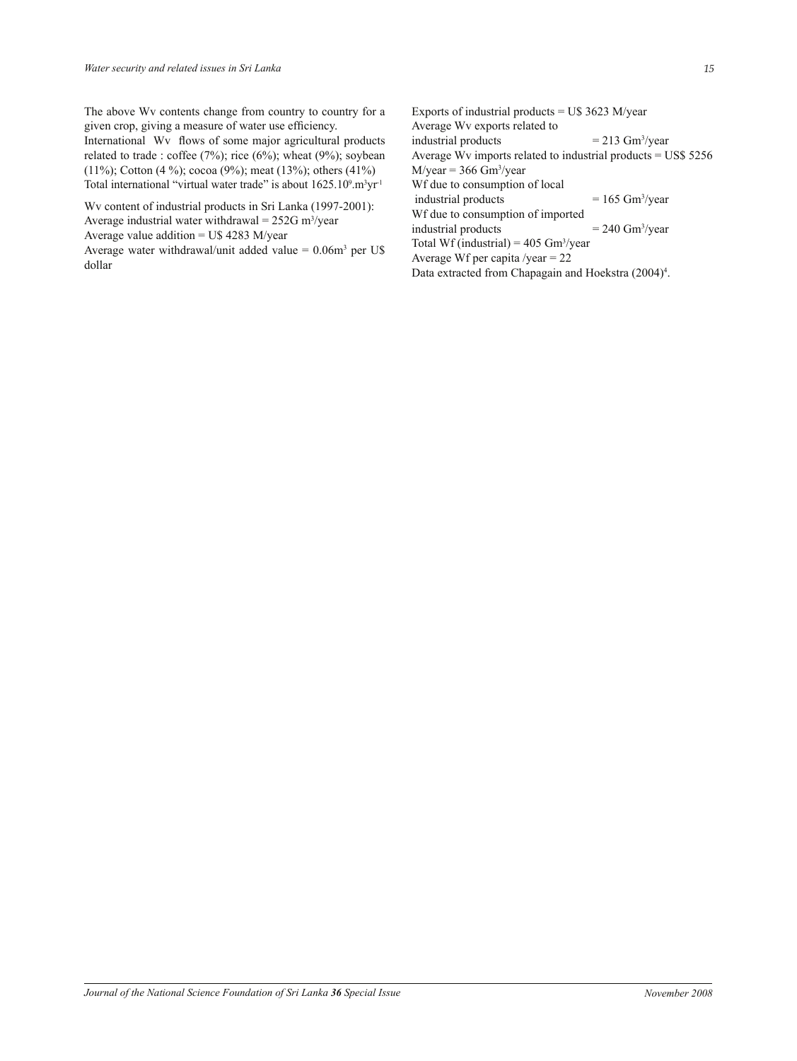The above Wv contents change from country to country for a given crop, giving a measure of water use efficiency.

International Wv flows of some major agricultural products related to trade : coffee (7%); rice (6%); wheat (9%); soybean (11%); Cotton (4 %); cocoa (9%); meat (13%); others (41%)

Total international "virtual water trade" is about $1625.10^9.m^3yr^{-1}$

Wv content of industrial products in Sri Lanka (1997-2001):

Average industrial water withdrawal = 252G $m^3$/year

Average value addition = U$ 4283 M/year

Average water withdrawal/unit added value = $0.06m^3$ per U$ dollar

Exports of industrial products = U$ 3623 M/year

Average Wv exports related to industrial products = 213 $Gm^3$/year

Average Wv imports related to industrial products = US$ 5256 M/year = 366 $Gm^3$/year

Wf due to consumption of local industrial products = 165 $Gm^3$/year

Wf due to consumption of imported industrial products = 240 $Gm^3$/year

Total Wf (industrial) = 405 $Gm^3$/year

Average Wf per capita /year = 22

Data extracted from Chapagain and Hoekstra (2004)[4].